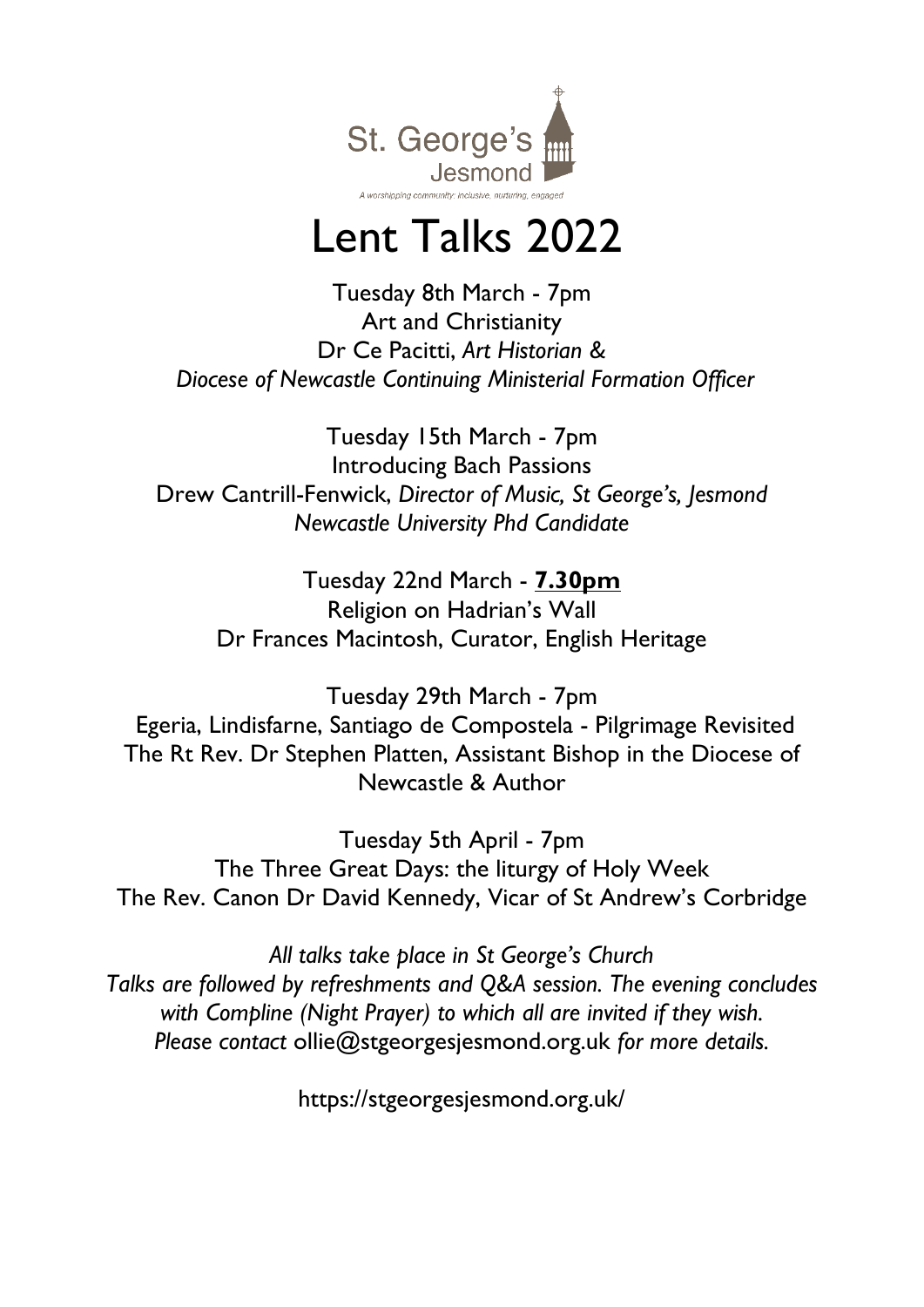St. George's
Jesmond

*A worshipping community: inclusive, nurturing, engaged*

# Lent Talks 2022

Tuesday 8th March - 7pm
Art and Christianity
Dr Ce Pacitti, *Art Historian &*
*Diocese of Newcastle Continuing Ministerial Formation Officer*

Tuesday 15th March - 7pm
Introducing Bach Passions
Drew Cantrill-Fenwick, *Director of Music, St George's, Jesmond*
*Newcastle University Phd Candidate*

Tuesday 22nd March - **7.30pm**
Religion on Hadrian's Wall
Dr Frances Macintosh, Curator, English Heritage

Tuesday 29th March - 7pm
Egeria, Lindisfarne, Santiago de Compostela - Pilgrimage Revisited
The Rt Rev. Dr Stephen Platten, Assistant Bishop in the Diocese of Newcastle & Author

Tuesday 5th April - 7pm
The Three Great Days: the liturgy of Holy Week
The Rev. Canon Dr David Kennedy, Vicar of St Andrew's Corbridge

*All talks take place in St George's Church*
*Talks are followed by refreshments and Q&A session. The evening concludes with Compline (Night Prayer) to which all are invited if they wish.*
*Please contact* ollie@stgeorgesjesmond.org.uk *for more details.*

https://stgeorgesjesmond.org.uk/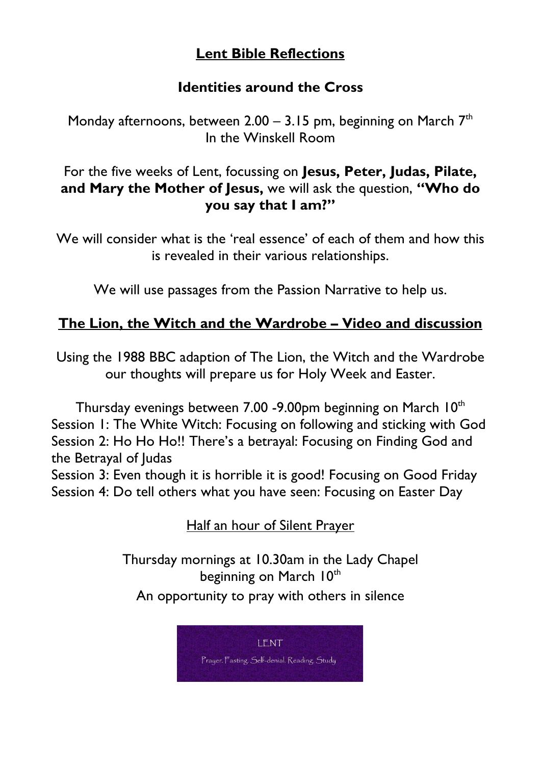## Lent Bible Reflections

### Identities around the Cross

Monday afternoons, between 2.00 – 3.15 pm, beginning on March 7th
In the Winskell Room

For the five weeks of Lent, focussing on **Jesus, Peter, Judas, Pilate, and Mary the Mother of Jesus,** we will ask the question, **"Who do you say that I am?"**

We will consider what is the 'real essence' of each of them and how this is revealed in their various relationships.

We will use passages from the Passion Narrative to help us.

## The Lion, the Witch and the Wardrobe – Video and discussion

Using the 1988 BBC adaption of The Lion, the Witch and the Wardrobe our thoughts will prepare us for Holy Week and Easter.

Thursday evenings between 7.00 -9.00pm beginning on March 10th
Session 1: The White Witch: Focusing on following and sticking with God
Session 2: Ho Ho Ho!! There's a betrayal: Focusing on Finding God and the Betrayal of Judas
Session 3: Even though it is horrible it is good! Focusing on Good Friday
Session 4: Do tell others what you have seen: Focusing on Easter Day

Half an hour of Silent Prayer

Thursday mornings at 10.30am in the Lady Chapel
beginning on March 10th
An opportunity to pray with others in silence

LENT
Prayer. Fasting. Self-denial. Reading. Study